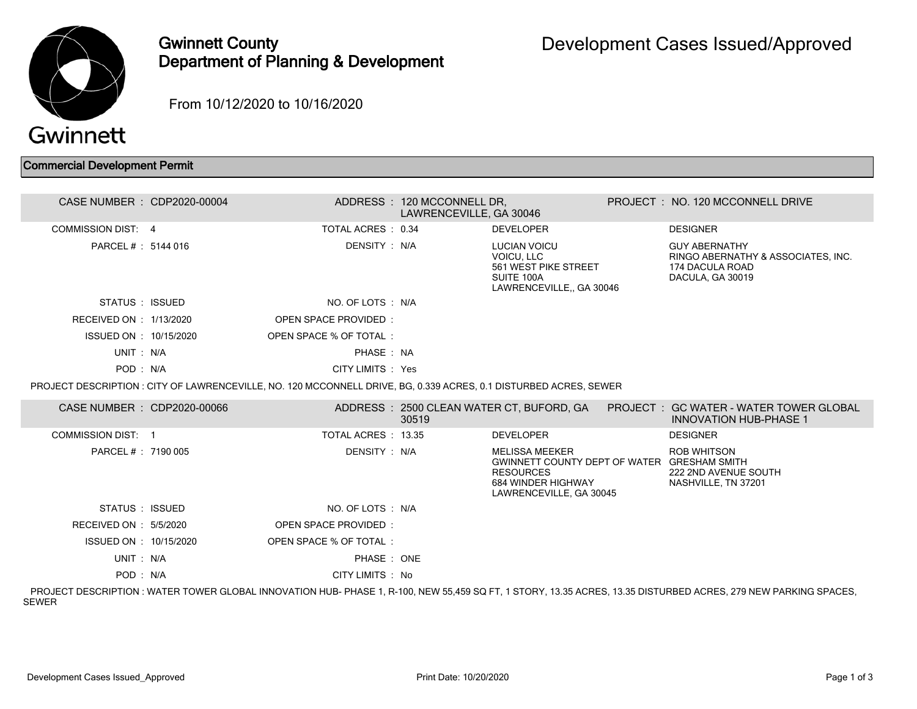# Gwinnett County Department of Planning & Development

## Development Cases Issued/Approved

From 10/12/2020 to 10/16/2020

### Commercial Development Permit

| | | | | | |
|---|---|---|---|---|---|
| CASE NUMBER : | CDP2020-00004 | ADDRESS : | 120 MCCONNELL DR, LAWRENCEVILLE, GA 30046 | PROJECT : | NO. 120 MCCONNELL DRIVE |
| COMMISSION DIST: | 4 | TOTAL ACRES : | 0.34 | DEVELOPER | DESIGNER |
| PARCEL # : | 5144 016 | DENSITY : | N/A | LUCIAN VOICU<br>VOICU, LLC<br>561 WEST PIKE STREET<br>SUITE 100A<br>LAWRENCEVILLE,, GA 30046 | GUY ABERNATHY<br>RINGO ABERNATHY & ASSOCIATES, INC.<br>174 DACULA ROAD<br>DACULA, GA 30019 |
| STATUS : | ISSUED | NO. OF LOTS : | N/A | | |
| RECEIVED ON : | 1/13/2020 | OPEN SPACE PROVIDED : | | | |
| ISSUED ON : | 10/15/2020 | OPEN SPACE % OF TOTAL : | | | |
| UNIT : | N/A | PHASE : | NA | | |
| POD : | N/A | CITY LIMITS : | Yes | | |

PROJECT DESCRIPTION : CITY OF LAWRENCEVILLE, NO. 120 MCCONNELL DRIVE, BG, 0.339 ACRES, 0.1 DISTURBED ACRES, SEWER

| | | | | | |
|---|---|---|---|---|---|
| CASE NUMBER : | CDP2020-00066 | ADDRESS : | 2500 CLEAN WATER CT, BUFORD, GA 30519 | PROJECT : | GC WATER - WATER TOWER GLOBAL INNOVATION HUB-PHASE 1 |
| COMMISSION DIST: | 1 | TOTAL ACRES : | 13.35 | DEVELOPER | DESIGNER |
| PARCEL # : | 7190 005 | DENSITY : | N/A | MELISSA MEEKER<br>GWINNETT COUNTY DEPT OF WATER RESOURCES<br>684 WINDER HIGHWAY<br>LAWRENCEVILLE, GA 30045 | ROB WHITSON<br>GRESHAM SMITH<br>222 2ND AVENUE SOUTH<br>NASHVILLE, TN 37201 |
| STATUS : | ISSUED | NO. OF LOTS : | N/A | | |
| RECEIVED ON : | 5/5/2020 | OPEN SPACE PROVIDED : | | | |
| ISSUED ON : | 10/15/2020 | OPEN SPACE % OF TOTAL : | | | |
| UNIT : | N/A | PHASE : | ONE | | |
| POD : | N/A | CITY LIMITS : | No | | |

PROJECT DESCRIPTION : WATER TOWER GLOBAL INNOVATION HUB- PHASE 1, R-100, NEW 55,459 SQ FT, 1 STORY, 13.35 ACRES, 13.35 DISTURBED ACRES, 279 NEW PARKING SPACES, SEWER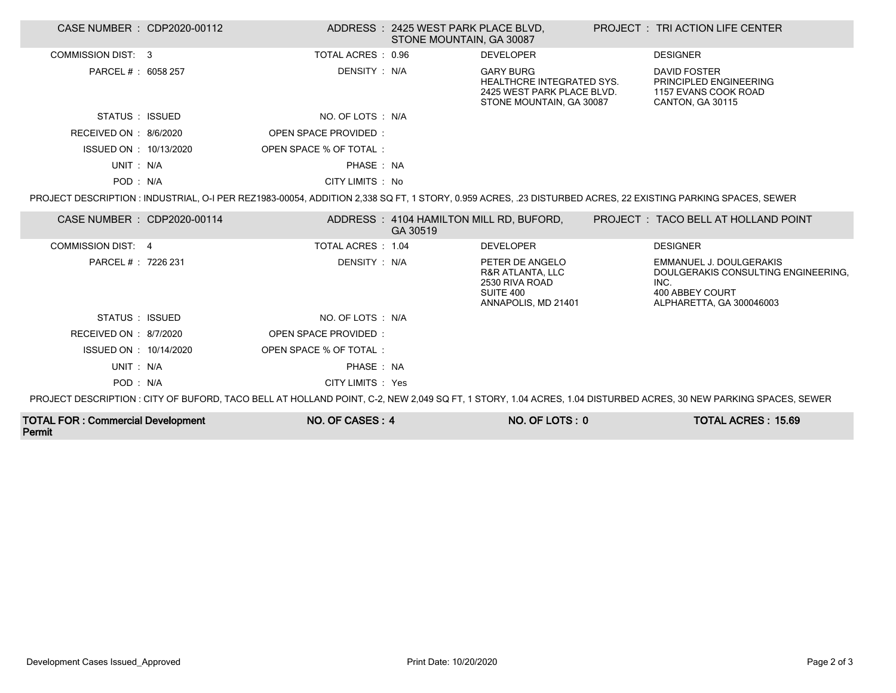| CASE NUMBER : CDP2020-00112 | | ADDRESS : 2425 WEST PARK PLACE BLVD, STONE MOUNTAIN, GA 30087 | PROJECT : TRI ACTION LIFE CENTER |
|---|---|---|---|
| COMMISSION DIST: 3 | TOTAL ACRES : 0.96 | DEVELOPER | DESIGNER |
| PARCEL # : 6058 257 | DENSITY : N/A | GARY BURG<br>HEALTHCRE INTEGRATED SYS.<br>2425 WEST PARK PLACE BLVD.<br>STONE MOUNTAIN, GA 30087 | DAVID FOSTER<br>PRINCIPLED ENGINEERING<br>1157 EVANS COOK ROAD<br>CANTON, GA 30115 |
| STATUS : ISSUED | NO. OF LOTS : N/A | | |
| RECEIVED ON : 8/6/2020 | OPEN SPACE PROVIDED : | | |
| ISSUED ON : 10/13/2020 | OPEN SPACE % OF TOTAL : | | |
| UNIT : N/A | PHASE : NA | | |
| POD : N/A | CITY LIMITS : No | | |

PROJECT DESCRIPTION : INDUSTRIAL, O-I PER REZ1983-00054, ADDITION 2,338 SQ FT, 1 STORY, 0.959 ACRES, .23 DISTURBED ACRES, 22 EXISTING PARKING SPACES, SEWER

| CASE NUMBER : CDP2020-00114 | | ADDRESS : 4104 HAMILTON MILL RD, BUFORD, GA 30519 | PROJECT : TACO BELL AT HOLLAND POINT |
|---|---|---|---|
| COMMISSION DIST: 4 | TOTAL ACRES : 1.04 | DEVELOPER | DESIGNER |
| PARCEL # : 7226 231 | DENSITY : N/A | PETER DE ANGELO<br>R&R ATLANTA, LLC<br>2530 RIVA ROAD<br>SUITE 400<br>ANNAPOLIS, MD 21401 | EMMANUEL J. DOULGERAKIS<br>DOULGERAKIS CONSULTING ENGINEERING, INC.<br>400 ABBEY COURT<br>ALPHARETTA, GA 300046003 |
| STATUS : ISSUED | NO. OF LOTS : N/A | | |
| RECEIVED ON : 8/7/2020 | OPEN SPACE PROVIDED : | | |
| ISSUED ON : 10/14/2020 | OPEN SPACE % OF TOTAL : | | |
| UNIT : N/A | PHASE : NA | | |
| POD : N/A | CITY LIMITS : Yes | | |

PROJECT DESCRIPTION : CITY OF BUFORD, TACO BELL AT HOLLAND POINT, C-2, NEW 2,049 SQ FT, 1 STORY, 1.04 ACRES, 1.04 DISTURBED ACRES, 30 NEW PARKING SPACES, SEWER

| **TOTAL FOR : Commercial Development Permit** | **NO. OF CASES : 4** | **NO. OF LOTS : 0** | **TOTAL ACRES : 15.69** |
|---|---|---|---|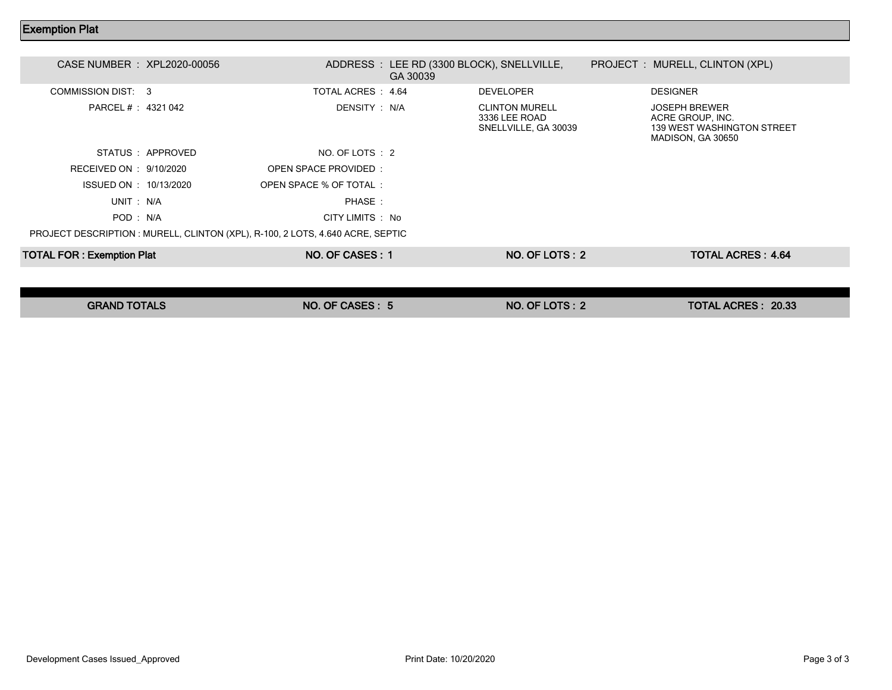## Exemption Plat

| | | | | | |
|---|---|---|---|---|---|
| CASE NUMBER : | XPL2020-00056 | ADDRESS : | LEE RD (3300 BLOCK), SNELLVILLE, GA 30039 | PROJECT : | MURELL, CLINTON (XPL) |
| COMMISSION DIST: | 3 | TOTAL ACRES : | 4.64 | DEVELOPER | DESIGNER |
| PARCEL # : | 4321 042 | DENSITY : | N/A | CLINTON MURELL 3336 LEE ROAD SNELLVILLE, GA 30039 | JOSEPH BREWER ACRE GROUP, INC. 139 WEST WASHINGTON STREET MADISON, GA 30650 |
| STATUS : | APPROVED | NO. OF LOTS : | 2 | | |
| RECEIVED ON : | 9/10/2020 | OPEN SPACE PROVIDED : | | | |
| ISSUED ON : | 10/13/2020 | OPEN SPACE % OF TOTAL : | | | |
| UNIT : | N/A | PHASE : | | | |
| POD : | N/A | CITY LIMITS : | No | | |

PROJECT DESCRIPTION : MURELL, CLINTON (XPL), R-100, 2 LOTS, 4.640 ACRE, SEPTIC

| | | | |
|---|---|---|---|
| **TOTAL FOR : Exemption Plat** | **NO. OF CASES : 1** | **NO. OF LOTS : 2** | **TOTAL ACRES : 4.64** |

| | | | |
|---|---|---|---|
| **GRAND TOTALS** | **NO. OF CASES : 5** | **NO. OF LOTS : 2** | **TOTAL ACRES : 20.33** |

Development Cases Issued_Approved

Print Date: 10/20/2020